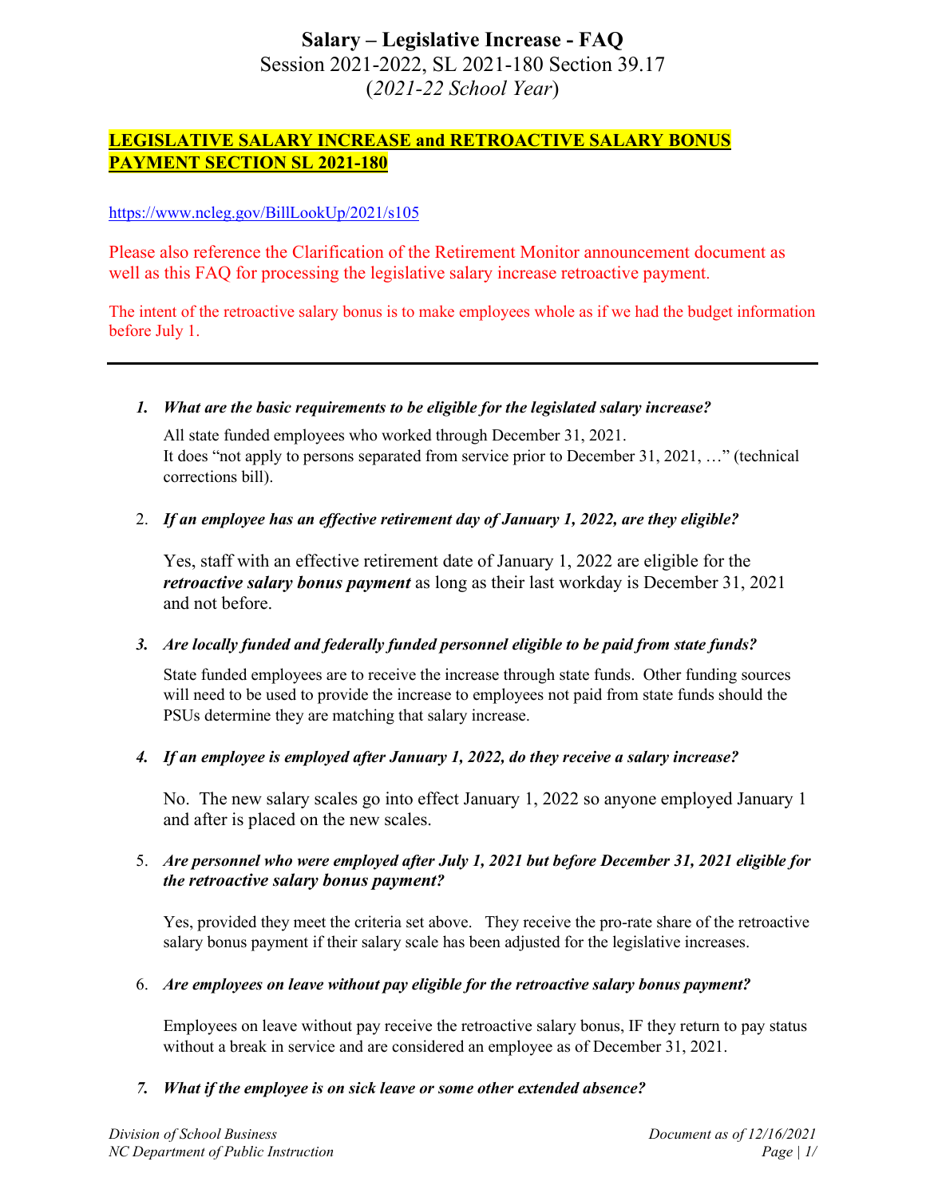# Salary – Legislative Increase - FAQ

Session 2021-2022, SL 2021-180 Section 39.17

(*2021-22 School Year*)

**LEGISLATIVE SALARY INCREASE and RETROACTIVE SALARY BONUS PAYMENT SECTION SL 2021-180**

https://www.ncleg.gov/BillLookUp/2021/s105

Please also reference the Clarification of the Retirement Monitor announcement document as well as this FAQ for processing the legislative salary increase retroactive payment.

The intent of the retroactive salary bonus is to make employees whole as if we had the budget information before July 1.

---

1. ***What are the basic requirements to be eligible for the legislated salary increase?***

   All state funded employees who worked through December 31, 2021.
   It does "not apply to persons separated from service prior to December 31, 2021, …" (technical corrections bill).

2. ***If an employee has an effective retirement day of January 1, 2022, are they eligible?***

   Yes, staff with an effective retirement date of January 1, 2022 are eligible for the ***retroactive salary bonus payment*** as long as their last workday is December 31, 2021 and not before.

3. ***Are locally funded and federally funded personnel eligible to be paid from state funds?***

   State funded employees are to receive the increase through state funds. Other funding sources will need to be used to provide the increase to employees not paid from state funds should the PSUs determine they are matching that salary increase.

4. ***If an employee is employed after January 1, 2022, do they receive a salary increase?***

   No. The new salary scales go into effect January 1, 2022 so anyone employed January 1 and after is placed on the new scales.

5. ***Are personnel who were employed after July 1, 2021 but before December 31, 2021 eligible for the retroactive salary bonus payment?***

   Yes, provided they meet the criteria set above. They receive the pro-rate share of the retroactive salary bonus payment if their salary scale has been adjusted for the legislative increases.

6. ***Are employees on leave without pay eligible for the retroactive salary bonus payment?***

   Employees on leave without pay receive the retroactive salary bonus, IF they return to pay status without a break in service and are considered an employee as of December 31, 2021.

7. ***What if the employee is on sick leave or some other extended absence?***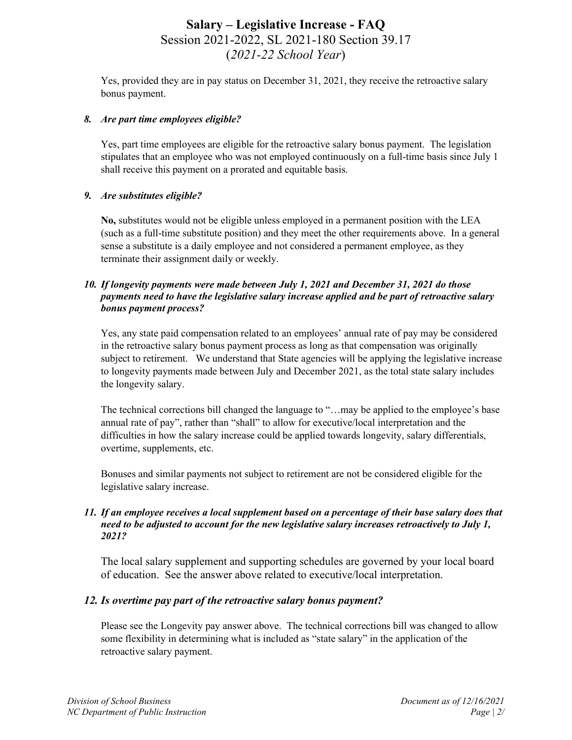Yes, provided they are in pay status on December 31, 2021, they receive the retroactive salary bonus payment.

### *8. Are part time employees eligible?*

Yes, part time employees are eligible for the retroactive salary bonus payment. The legislation stipulates that an employee who was not employed continuously on a full-time basis since July 1 shall receive this payment on a prorated and equitable basis.

### *9. Are substitutes eligible?*

**No,** substitutes would not be eligible unless employed in a permanent position with the LEA (such as a full-time substitute position) and they meet the other requirements above. In a general sense a substitute is a daily employee and not considered a permanent employee, as they terminate their assignment daily or weekly.

### *10. If longevity payments were made between July 1, 2021 and December 31, 2021 do those payments need to have the legislative salary increase applied and be part of retroactive salary bonus payment process?*

Yes, any state paid compensation related to an employees' annual rate of pay may be considered in the retroactive salary bonus payment process as long as that compensation was originally subject to retirement. We understand that State agencies will be applying the legislative increase to longevity payments made between July and December 2021, as the total state salary includes the longevity salary.

The technical corrections bill changed the language to "…may be applied to the employee's base annual rate of pay", rather than "shall" to allow for executive/local interpretation and the difficulties in how the salary increase could be applied towards longevity, salary differentials, overtime, supplements, etc.

Bonuses and similar payments not subject to retirement are not be considered eligible for the legislative salary increase.

### *11. If an employee receives a local supplement based on a percentage of their base salary does that need to be adjusted to account for the new legislative salary increases retroactively to July 1, 2021?*

The local salary supplement and supporting schedules are governed by your local board of education. See the answer above related to executive/local interpretation.

### *12. Is overtime pay part of the retroactive salary bonus payment?*

Please see the Longevity pay answer above. The technical corrections bill was changed to allow some flexibility in determining what is included as "state salary" in the application of the retroactive salary payment.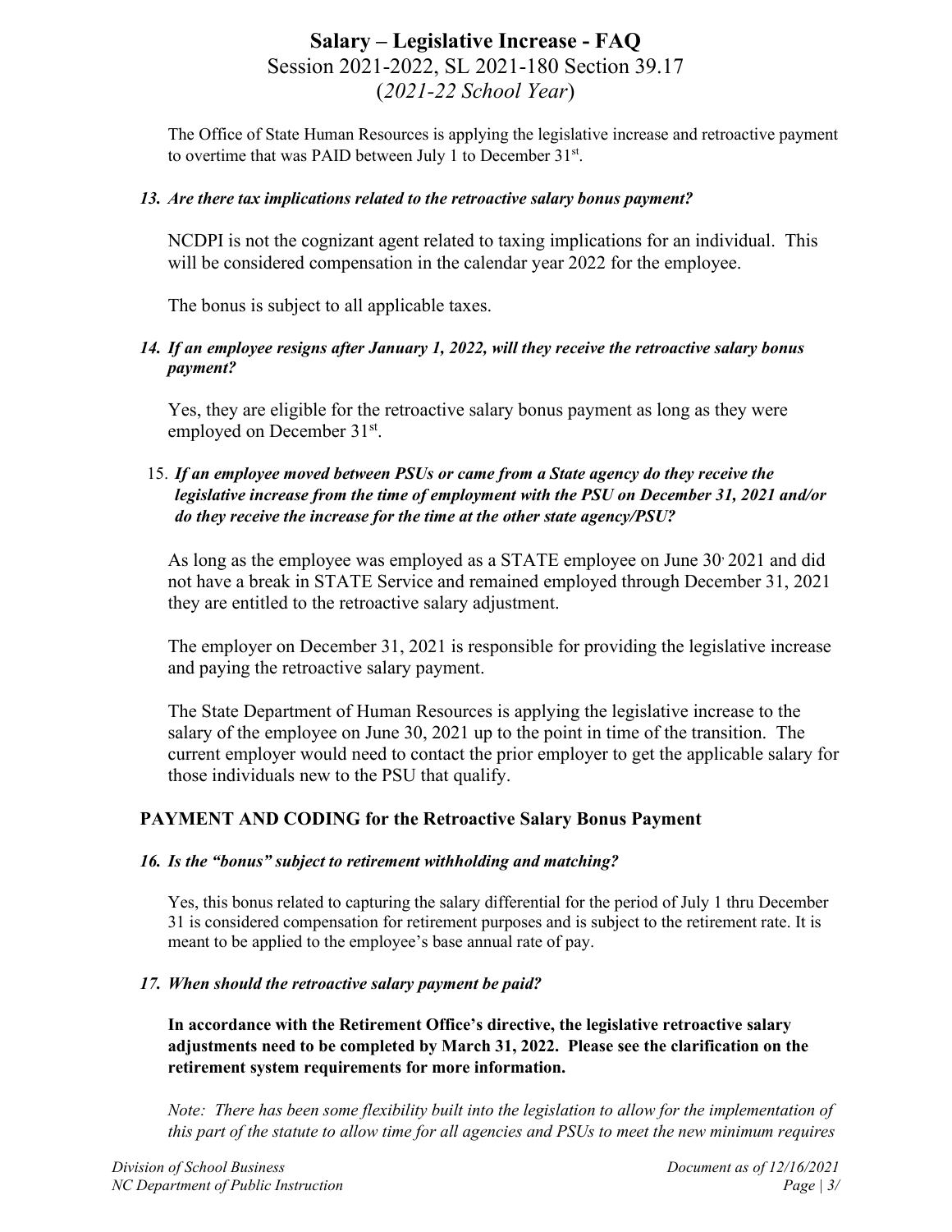The Office of State Human Resources is applying the legislative increase and retroactive payment to overtime that was PAID between July 1 to December 31st.

*13. Are there tax implications related to the retroactive salary bonus payment?*

NCDPI is not the cognizant agent related to taxing implications for an individual. This will be considered compensation in the calendar year 2022 for the employee.

The bonus is subject to all applicable taxes.

*14. If an employee resigns after January 1, 2022, will they receive the retroactive salary bonus payment?*

Yes, they are eligible for the retroactive salary bonus payment as long as they were employed on December 31st.

*15. If an employee moved between PSUs or came from a State agency do they receive the legislative increase from the time of employment with the PSU on December 31, 2021 and/or do they receive the increase for the time at the other state agency/PSU?*

As long as the employee was employed as a STATE employee on June 30, 2021 and did not have a break in STATE Service and remained employed through December 31, 2021 they are entitled to the retroactive salary adjustment.

The employer on December 31, 2021 is responsible for providing the legislative increase and paying the retroactive salary payment.

The State Department of Human Resources is applying the legislative increase to the salary of the employee on June 30, 2021 up to the point in time of the transition. The current employer would need to contact the prior employer to get the applicable salary for those individuals new to the PSU that qualify.

## PAYMENT AND CODING for the Retroactive Salary Bonus Payment

*16. Is the "bonus" subject to retirement withholding and matching?*

Yes, this bonus related to capturing the salary differential for the period of July 1 thru December 31 is considered compensation for retirement purposes and is subject to the retirement rate. It is meant to be applied to the employee's base annual rate of pay.

*17. When should the retroactive salary payment be paid?*

**In accordance with the Retirement Office's directive, the legislative retroactive salary adjustments need to be completed by March 31, 2022. Please see the clarification on the retirement system requirements for more information.**

*Note: There has been some flexibility built into the legislation to allow for the implementation of this part of the statute to allow time for all agencies and PSUs to meet the new minimum requires*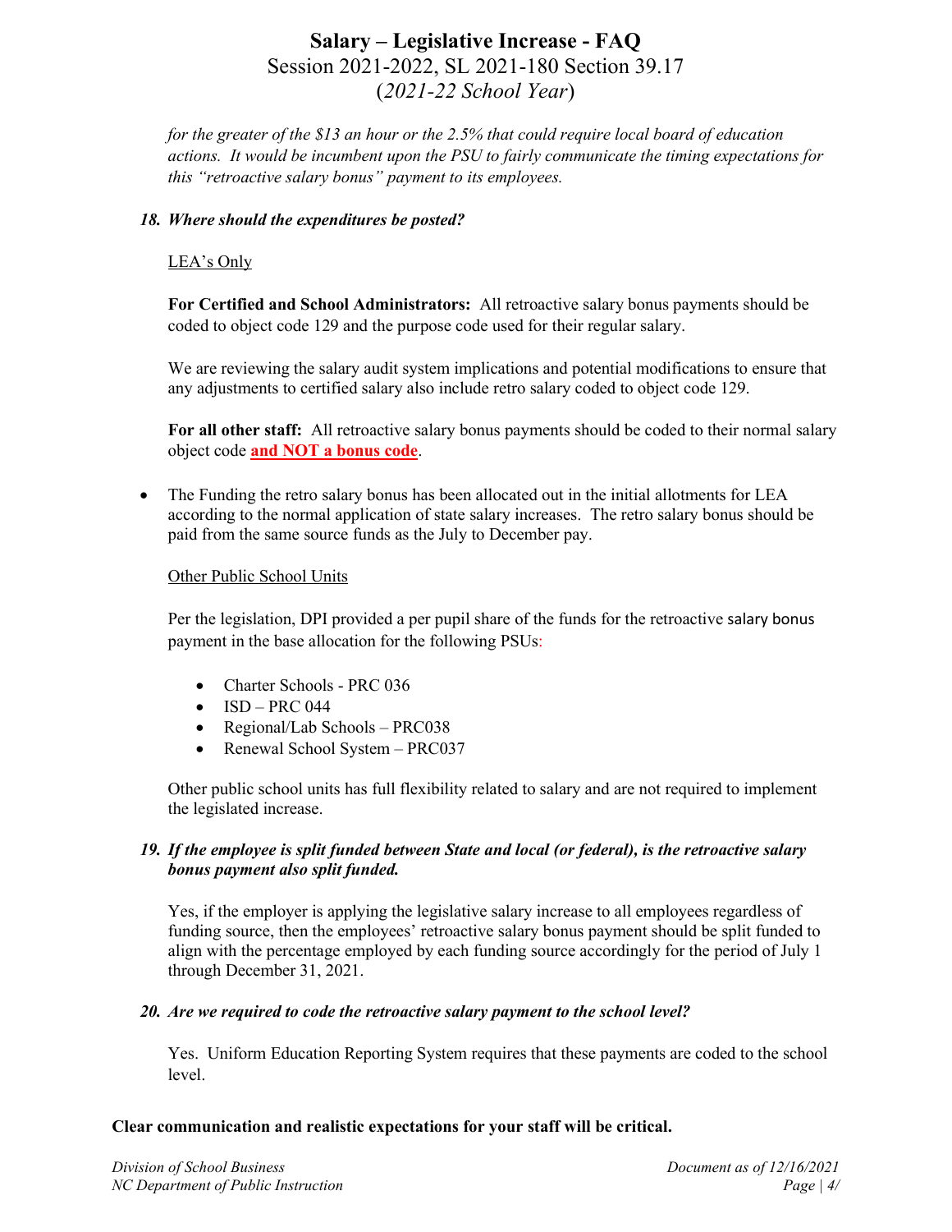*for the greater of the $13 an hour or the 2.5% that could require local board of education actions. It would be incumbent upon the PSU to fairly communicate the timing expectations for this "retroactive salary bonus" payment to its employees.*

***18. Where should the expenditures be posted?***

LEA's Only

**For Certified and School Administrators:** All retroactive salary bonus payments should be coded to object code 129 and the purpose code used for their regular salary.

We are reviewing the salary audit system implications and potential modifications to ensure that any adjustments to certified salary also include retro salary coded to object code 129.

**For all other staff:** All retroactive salary bonus payments should be coded to their normal salary object code **and NOT a bonus code**.

- The Funding the retro salary bonus has been allocated out in the initial allotments for LEA according to the normal application of state salary increases. The retro salary bonus should be paid from the same source funds as the July to December pay.

Other Public School Units

Per the legislation, DPI provided a per pupil share of the funds for the retroactive salary bonus payment in the base allocation for the following PSUs:

- Charter Schools - PRC 036
- ISD – PRC 044
- Regional/Lab Schools – PRC038
- Renewal School System – PRC037

Other public school units has full flexibility related to salary and are not required to implement the legislated increase.

***19. If the employee is split funded between State and local (or federal), is the retroactive salary bonus payment also split funded.***

Yes, if the employer is applying the legislative salary increase to all employees regardless of funding source, then the employees' retroactive salary bonus payment should be split funded to align with the percentage employed by each funding source accordingly for the period of July 1 through December 31, 2021.

***20. Are we required to code the retroactive salary payment to the school level?***

Yes. Uniform Education Reporting System requires that these payments are coded to the school level.

**Clear communication and realistic expectations for your staff will be critical.**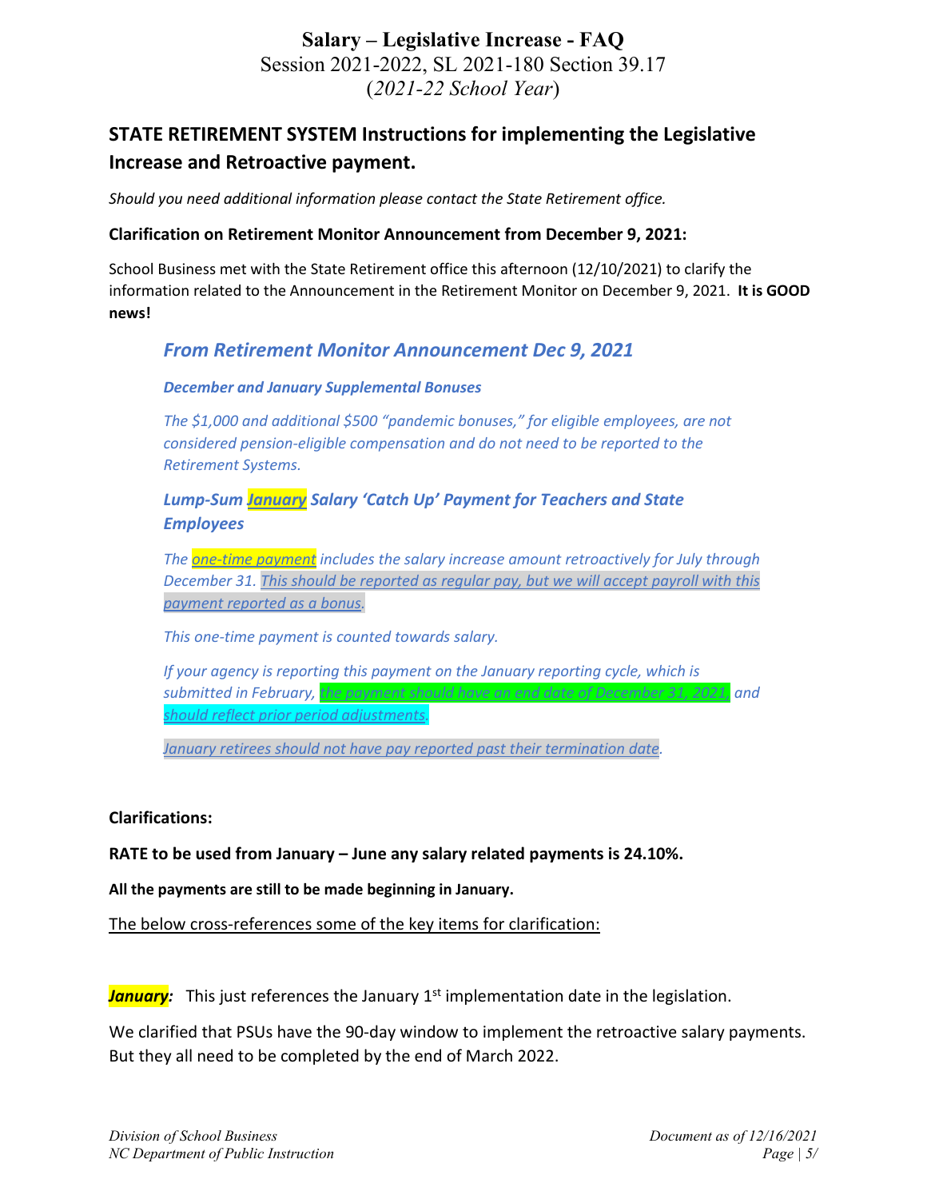# Salary – Legislative Increase - FAQ

Session 2021-2022, SL 2021-180 Section 39.17

(*2021-22 School Year*)

## STATE RETIREMENT SYSTEM Instructions for implementing the Legislative Increase and Retroactive payment.

*Should you need additional information please contact the State Retirement office.*

**Clarification on Retirement Monitor Announcement from December 9, 2021:**

School Business met with the State Retirement office this afternoon (12/10/2021) to clarify the information related to the Announcement in the Retirement Monitor on December 9, 2021. **It is GOOD news!**

> ### *From Retirement Monitor Announcement Dec 9, 2021*
>
> ***December and January Supplemental Bonuses***
>
> *The $1,000 and additional $500 "pandemic bonuses," for eligible employees, are not considered pension-eligible compensation and do not need to be reported to the Retirement Systems.*
>
> ***Lump-Sum January Salary 'Catch Up' Payment for Teachers and State Employees***
>
> *The one-time payment includes the salary increase amount retroactively for July through December 31. This should be reported as regular pay, but we will accept payroll with this payment reported as a bonus.*
>
> *This one-time payment is counted towards salary.*
>
> *If your agency is reporting this payment on the January reporting cycle, which is submitted in February, the payment should have an end date of December 31, 2021, and should reflect prior period adjustments.*
>
> *January retirees should not have pay reported past their termination date.*

**Clarifications:**

**RATE to be used from January – June any salary related payments is 24.10%.**

**All the payments are still to be made beginning in January.**

The below cross-references some of the key items for clarification:

***January:*** This just references the January 1st implementation date in the legislation.

We clarified that PSUs have the 90-day window to implement the retroactive salary payments. But they all need to be completed by the end of March 2022.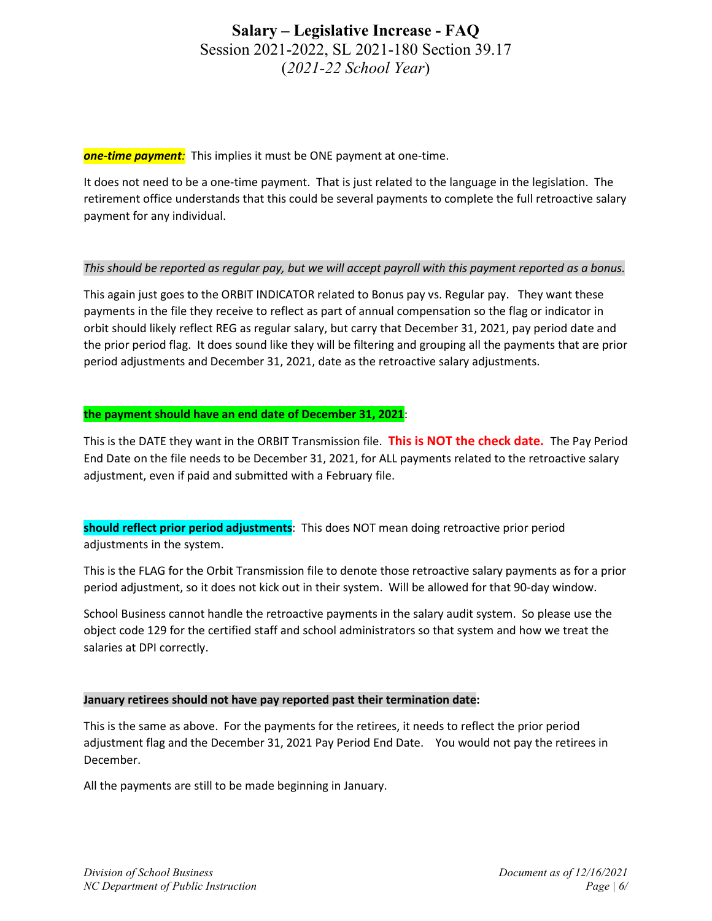***one-time payment:*** This implies it must be ONE payment at one-time.

It does not need to be a one-time payment. That is just related to the language in the legislation. The retirement office understands that this could be several payments to complete the full retroactive salary payment for any individual.

*This should be reported as regular pay, but we will accept payroll with this payment reported as a bonus.*

This again just goes to the ORBIT INDICATOR related to Bonus pay vs. Regular pay. They want these payments in the file they receive to reflect as part of annual compensation so the flag or indicator in orbit should likely reflect REG as regular salary, but carry that December 31, 2021, pay period date and the prior period flag. It does sound like they will be filtering and grouping all the payments that are prior period adjustments and December 31, 2021, date as the retroactive salary adjustments.

**the payment should have an end date of December 31, 2021**:

This is the DATE they want in the ORBIT Transmission file. **This is NOT the check date.** The Pay Period End Date on the file needs to be December 31, 2021, for ALL payments related to the retroactive salary adjustment, even if paid and submitted with a February file.

**should reflect prior period adjustments**: This does NOT mean doing retroactive prior period adjustments in the system.

This is the FLAG for the Orbit Transmission file to denote those retroactive salary payments as for a prior period adjustment, so it does not kick out in their system. Will be allowed for that 90-day window.

School Business cannot handle the retroactive payments in the salary audit system. So please use the object code 129 for the certified staff and school administrators so that system and how we treat the salaries at DPI correctly.

**January retirees should not have pay reported past their termination date:**

This is the same as above. For the payments for the retirees, it needs to reflect the prior period adjustment flag and the December 31, 2021 Pay Period End Date. You would not pay the retirees in December.

All the payments are still to be made beginning in January.